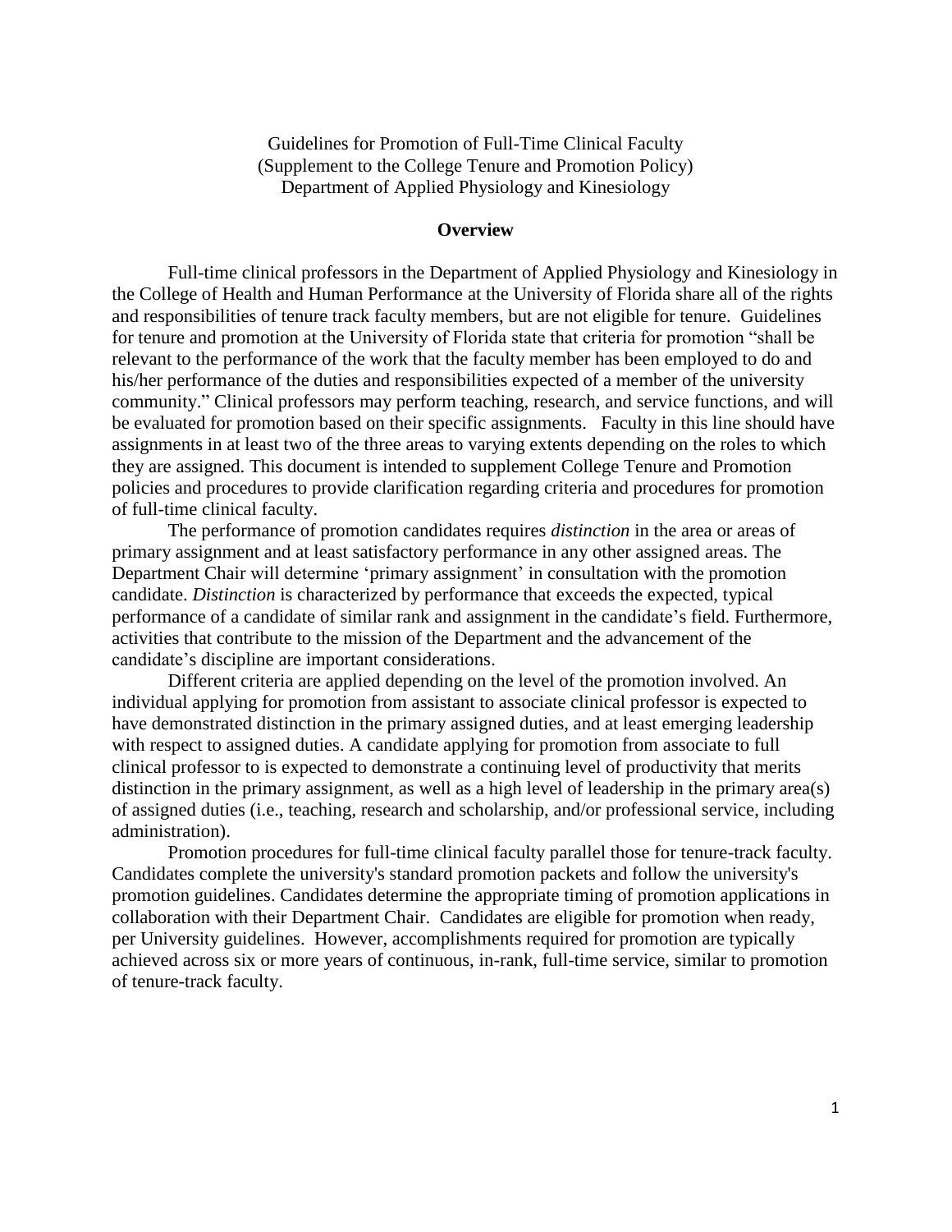Guidelines for Promotion of Full-Time Clinical Faculty
(Supplement to the College Tenure and Promotion Policy)
Department of Applied Physiology and Kinesiology

## Overview

Full-time clinical professors in the Department of Applied Physiology and Kinesiology in the College of Health and Human Performance at the University of Florida share all of the rights and responsibilities of tenure track faculty members, but are not eligible for tenure. Guidelines for tenure and promotion at the University of Florida state that criteria for promotion "shall be relevant to the performance of the work that the faculty member has been employed to do and his/her performance of the duties and responsibilities expected of a member of the university community." Clinical professors may perform teaching, research, and service functions, and will be evaluated for promotion based on their specific assignments. Faculty in this line should have assignments in at least two of the three areas to varying extents depending on the roles to which they are assigned. This document is intended to supplement College Tenure and Promotion policies and procedures to provide clarification regarding criteria and procedures for promotion of full-time clinical faculty.

The performance of promotion candidates requires *distinction* in the area or areas of primary assignment and at least satisfactory performance in any other assigned areas. The Department Chair will determine 'primary assignment' in consultation with the promotion candidate. *Distinction* is characterized by performance that exceeds the expected, typical performance of a candidate of similar rank and assignment in the candidate's field. Furthermore, activities that contribute to the mission of the Department and the advancement of the candidate's discipline are important considerations.

Different criteria are applied depending on the level of the promotion involved. An individual applying for promotion from assistant to associate clinical professor is expected to have demonstrated distinction in the primary assigned duties, and at least emerging leadership with respect to assigned duties. A candidate applying for promotion from associate to full clinical professor to is expected to demonstrate a continuing level of productivity that merits distinction in the primary assignment, as well as a high level of leadership in the primary area(s) of assigned duties (i.e., teaching, research and scholarship, and/or professional service, including administration).

Promotion procedures for full-time clinical faculty parallel those for tenure-track faculty. Candidates complete the university's standard promotion packets and follow the university's promotion guidelines. Candidates determine the appropriate timing of promotion applications in collaboration with their Department Chair. Candidates are eligible for promotion when ready, per University guidelines. However, accomplishments required for promotion are typically achieved across six or more years of continuous, in-rank, full-time service, similar to promotion of tenure-track faculty.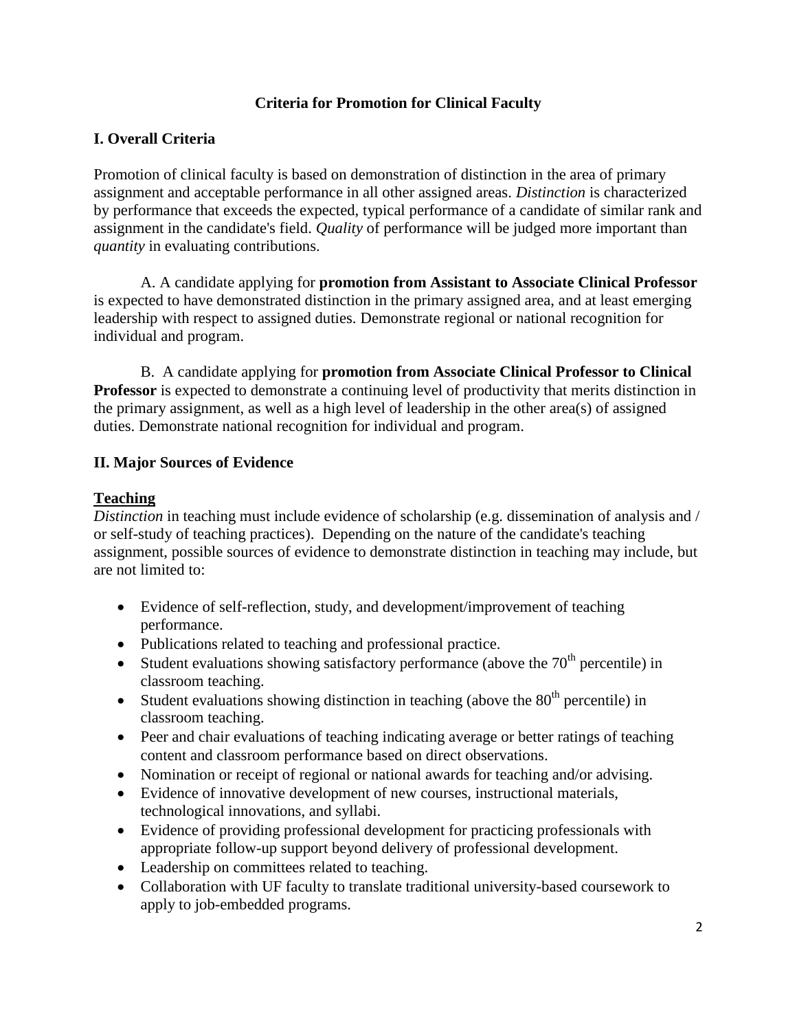## Criteria for Promotion for Clinical Faculty

### I. Overall Criteria

Promotion of clinical faculty is based on demonstration of distinction in the area of primary assignment and acceptable performance in all other assigned areas. *Distinction* is characterized by performance that exceeds the expected, typical performance of a candidate of similar rank and assignment in the candidate's field. *Quality* of performance will be judged more important than *quantity* in evaluating contributions.

A. A candidate applying for **promotion from Assistant to Associate Clinical Professor** is expected to have demonstrated distinction in the primary assigned area, and at least emerging leadership with respect to assigned duties. Demonstrate regional or national recognition for individual and program.

B. A candidate applying for **promotion from Associate Clinical Professor to Clinical Professor** is expected to demonstrate a continuing level of productivity that merits distinction in the primary assignment, as well as a high level of leadership in the other area(s) of assigned duties. Demonstrate national recognition for individual and program.

### II. Major Sources of Evidence

**Teaching**

*Distinction* in teaching must include evidence of scholarship (e.g. dissemination of analysis and / or self-study of teaching practices). Depending on the nature of the candidate's teaching assignment, possible sources of evidence to demonstrate distinction in teaching may include, but are not limited to:

- Evidence of self-reflection, study, and development/improvement of teaching performance.
- Publications related to teaching and professional practice.
- Student evaluations showing satisfactory performance (above the $70^{th}$ percentile) in classroom teaching.
- Student evaluations showing distinction in teaching (above the $80^{th}$ percentile) in classroom teaching.
- Peer and chair evaluations of teaching indicating average or better ratings of teaching content and classroom performance based on direct observations.
- Nomination or receipt of regional or national awards for teaching and/or advising.
- Evidence of innovative development of new courses, instructional materials, technological innovations, and syllabi.
- Evidence of providing professional development for practicing professionals with appropriate follow-up support beyond delivery of professional development.
- Leadership on committees related to teaching.
- Collaboration with UF faculty to translate traditional university-based coursework to apply to job-embedded programs.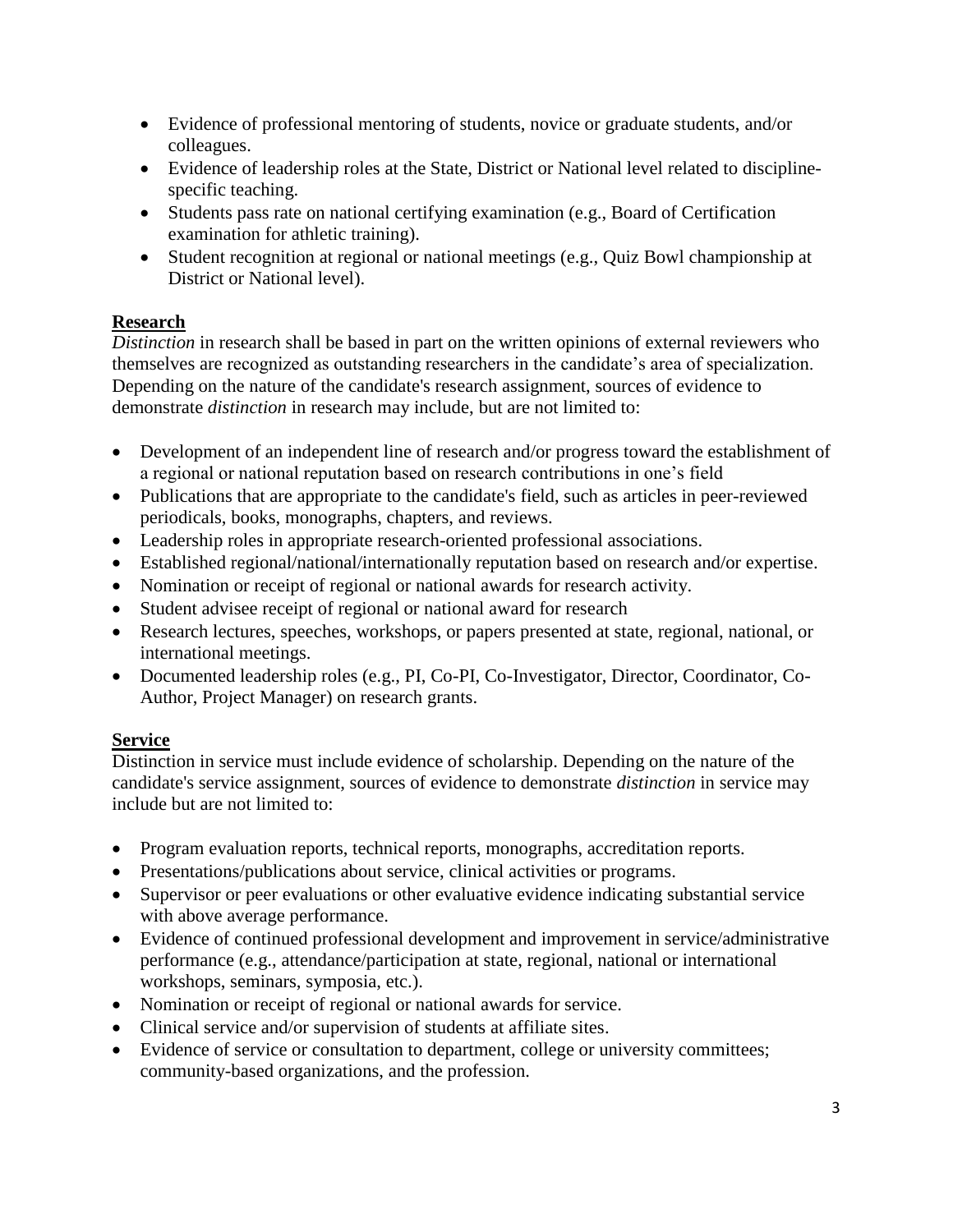- Evidence of professional mentoring of students, novice or graduate students, and/or colleagues.
- Evidence of leadership roles at the State, District or National level related to discipline-specific teaching.
- Students pass rate on national certifying examination (e.g., Board of Certification examination for athletic training).
- Student recognition at regional or national meetings (e.g., Quiz Bowl championship at District or National level).

**Research**

*Distinction* in research shall be based in part on the written opinions of external reviewers who themselves are recognized as outstanding researchers in the candidate's area of specialization. Depending on the nature of the candidate's research assignment, sources of evidence to demonstrate *distinction* in research may include, but are not limited to:

- Development of an independent line of research and/or progress toward the establishment of a regional or national reputation based on research contributions in one's field
- Publications that are appropriate to the candidate's field, such as articles in peer-reviewed periodicals, books, monographs, chapters, and reviews.
- Leadership roles in appropriate research-oriented professional associations.
- Established regional/national/internationally reputation based on research and/or expertise.
- Nomination or receipt of regional or national awards for research activity.
- Student advisee receipt of regional or national award for research
- Research lectures, speeches, workshops, or papers presented at state, regional, national, or international meetings.
- Documented leadership roles (e.g., PI, Co-PI, Co-Investigator, Director, Coordinator, Co-Author, Project Manager) on research grants.

**Service**

Distinction in service must include evidence of scholarship. Depending on the nature of the candidate's service assignment, sources of evidence to demonstrate *distinction* in service may include but are not limited to:

- Program evaluation reports, technical reports, monographs, accreditation reports.
- Presentations/publications about service, clinical activities or programs.
- Supervisor or peer evaluations or other evaluative evidence indicating substantial service with above average performance.
- Evidence of continued professional development and improvement in service/administrative performance (e.g., attendance/participation at state, regional, national or international workshops, seminars, symposia, etc.).
- Nomination or receipt of regional or national awards for service.
- Clinical service and/or supervision of students at affiliate sites.
- Evidence of service or consultation to department, college or university committees; community-based organizations, and the profession.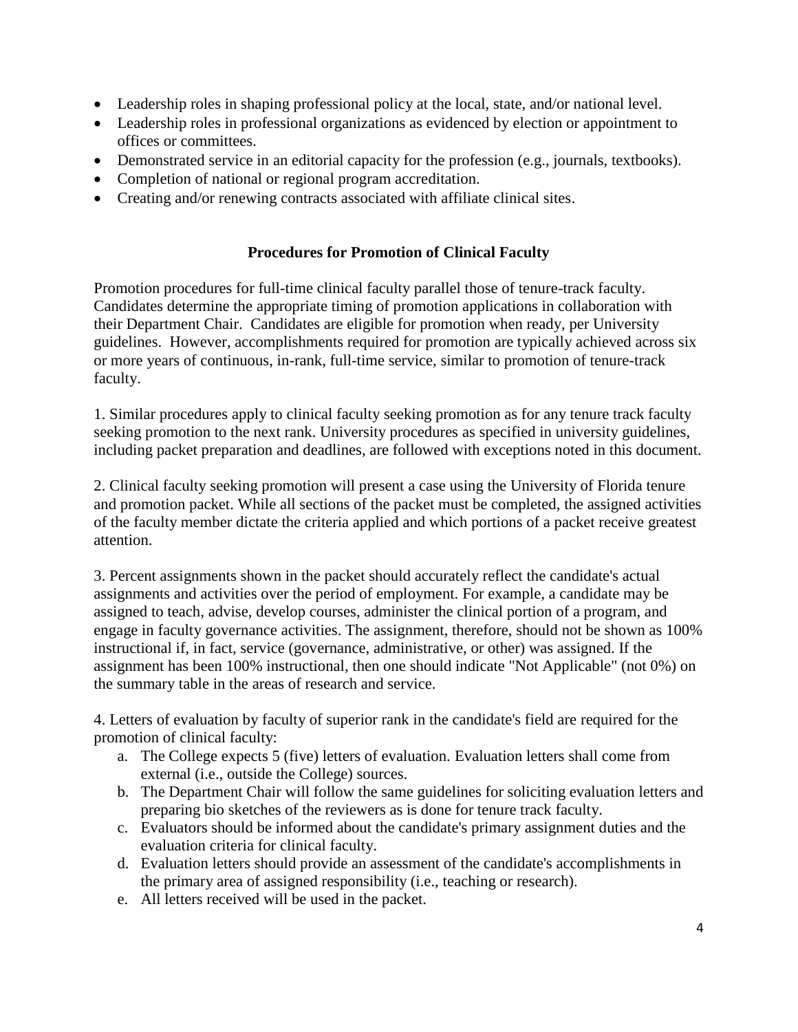- Leadership roles in shaping professional policy at the local, state, and/or national level.
- Leadership roles in professional organizations as evidenced by election or appointment to offices or committees.
- Demonstrated service in an editorial capacity for the profession (e.g., journals, textbooks).
- Completion of national or regional program accreditation.
- Creating and/or renewing contracts associated with affiliate clinical sites.

## Procedures for Promotion of Clinical Faculty

Promotion procedures for full-time clinical faculty parallel those of tenure-track faculty. Candidates determine the appropriate timing of promotion applications in collaboration with their Department Chair. Candidates are eligible for promotion when ready, per University guidelines. However, accomplishments required for promotion are typically achieved across six or more years of continuous, in-rank, full-time service, similar to promotion of tenure-track faculty.

1. Similar procedures apply to clinical faculty seeking promotion as for any tenure track faculty seeking promotion to the next rank. University procedures as specified in university guidelines, including packet preparation and deadlines, are followed with exceptions noted in this document.

2. Clinical faculty seeking promotion will present a case using the University of Florida tenure and promotion packet. While all sections of the packet must be completed, the assigned activities of the faculty member dictate the criteria applied and which portions of a packet receive greatest attention.

3. Percent assignments shown in the packet should accurately reflect the candidate's actual assignments and activities over the period of employment. For example, a candidate may be assigned to teach, advise, develop courses, administer the clinical portion of a program, and engage in faculty governance activities. The assignment, therefore, should not be shown as 100% instructional if, in fact, service (governance, administrative, or other) was assigned. If the assignment has been 100% instructional, then one should indicate "Not Applicable" (not 0%) on the summary table in the areas of research and service.

4. Letters of evaluation by faculty of superior rank in the candidate's field are required for the promotion of clinical faculty:
   a. The College expects 5 (five) letters of evaluation. Evaluation letters shall come from external (i.e., outside the College) sources.
   b. The Department Chair will follow the same guidelines for soliciting evaluation letters and preparing bio sketches of the reviewers as is done for tenure track faculty.
   c. Evaluators should be informed about the candidate's primary assignment duties and the evaluation criteria for clinical faculty.
   d. Evaluation letters should provide an assessment of the candidate's accomplishments in the primary area of assigned responsibility (i.e., teaching or research).
   e. All letters received will be used in the packet.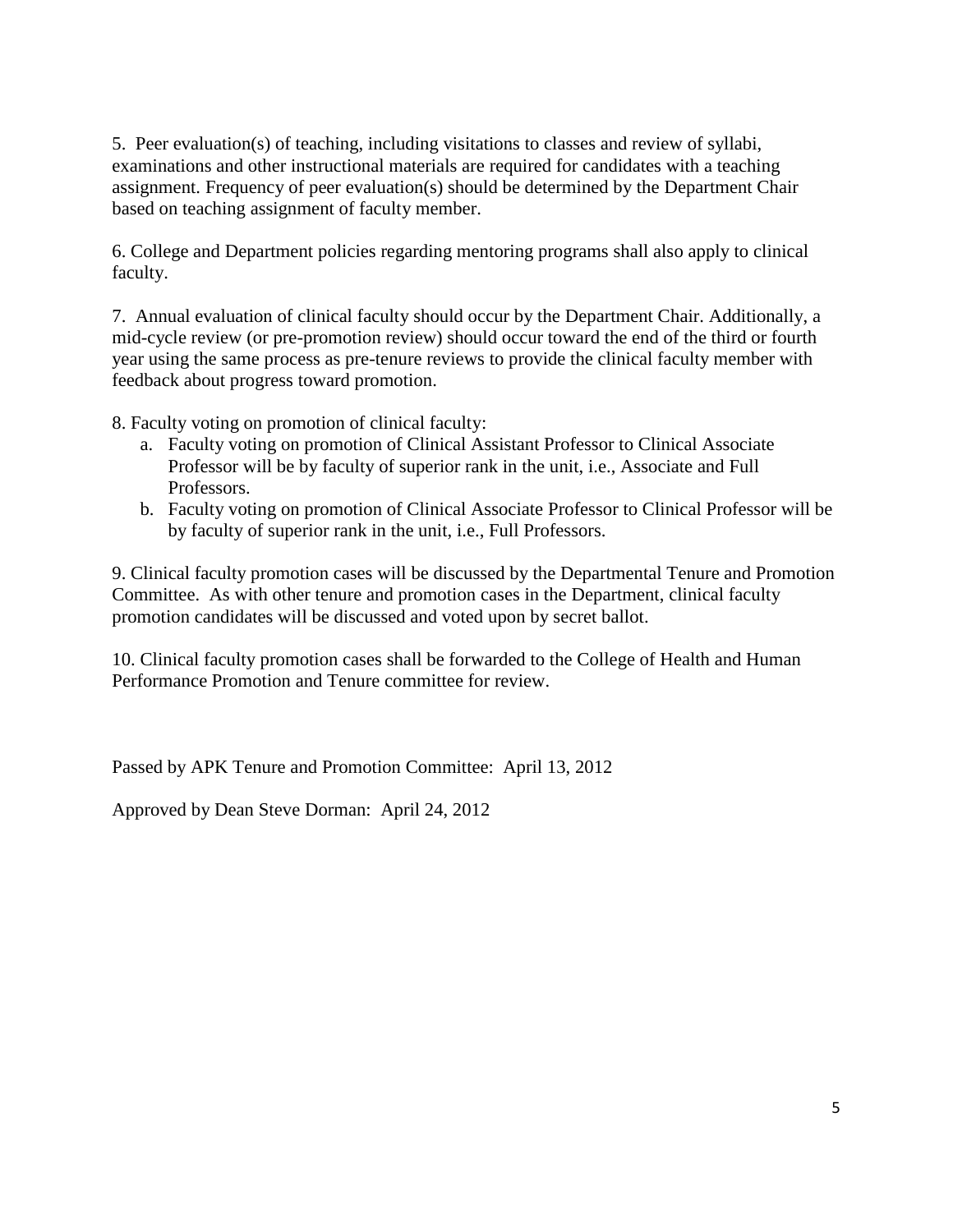5. Peer evaluation(s) of teaching, including visitations to classes and review of syllabi, examinations and other instructional materials are required for candidates with a teaching assignment. Frequency of peer evaluation(s) should be determined by the Department Chair based on teaching assignment of faculty member.

6. College and Department policies regarding mentoring programs shall also apply to clinical faculty.

7. Annual evaluation of clinical faculty should occur by the Department Chair. Additionally, a mid-cycle review (or pre-promotion review) should occur toward the end of the third or fourth year using the same process as pre-tenure reviews to provide the clinical faculty member with feedback about progress toward promotion.

8. Faculty voting on promotion of clinical faculty:

   a. Faculty voting on promotion of Clinical Assistant Professor to Clinical Associate Professor will be by faculty of superior rank in the unit, i.e., Associate and Full Professors.
   b. Faculty voting on promotion of Clinical Associate Professor to Clinical Professor will be by faculty of superior rank in the unit, i.e., Full Professors.

9. Clinical faculty promotion cases will be discussed by the Departmental Tenure and Promotion Committee. As with other tenure and promotion cases in the Department, clinical faculty promotion candidates will be discussed and voted upon by secret ballot.

10. Clinical faculty promotion cases shall be forwarded to the College of Health and Human Performance Promotion and Tenure committee for review.

Passed by APK Tenure and Promotion Committee: April 13, 2012

Approved by Dean Steve Dorman: April 24, 2012